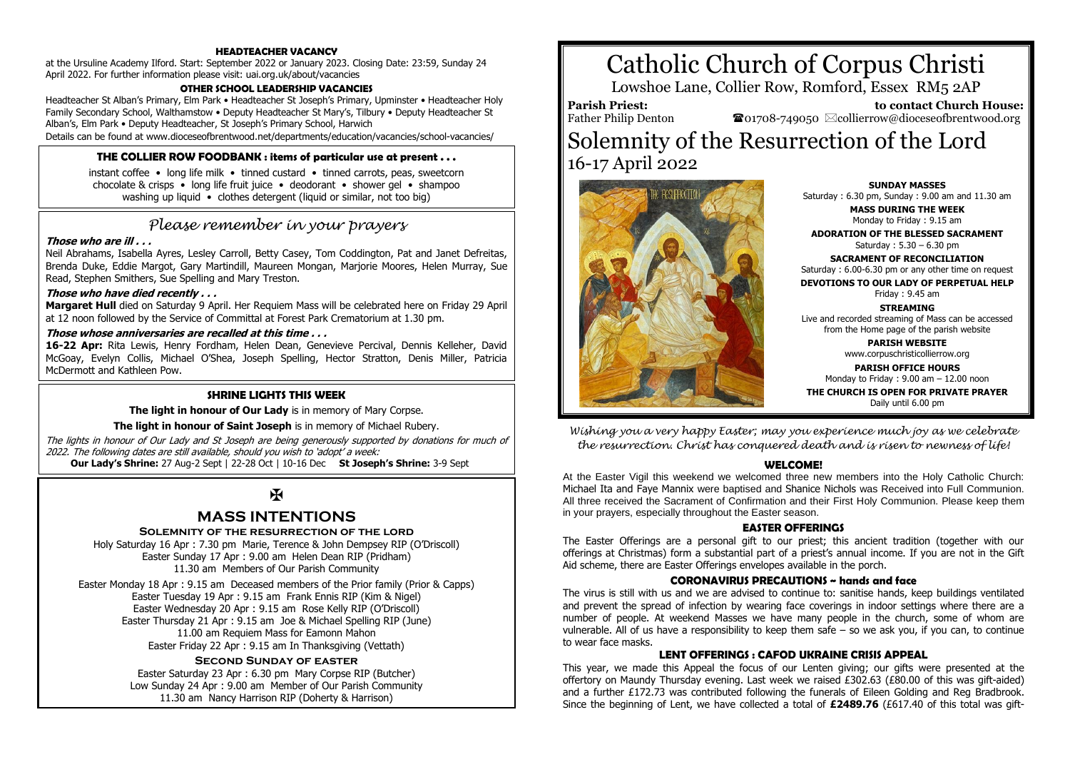# Catholic Church of Corpus Christi

Lowshoe Lane, Collier Row, Romford, Essex RM5 2AP

**Parish Priest:** Father Philip Denton

**to contact Church House:** ☎01708-749050 ✉collierrow@dioceseofbrentwood.org

# Solemnity of the Resurrection of the Lord

16-17 April 2022

**SUNDAY MASSES**
Saturday : 6.30 pm, Sunday : 9.00 am and 11.30 am

**MASS DURING THE WEEK**
Monday to Friday : 9.15 am

**ADORATION OF THE BLESSED SACRAMENT**
Saturday : 5.30 – 6.30 pm

**SACRAMENT OF RECONCILIATION**
Saturday : 6.00-6.30 pm or any other time on request

**DEVOTIONS TO OUR LADY OF PERPETUAL HELP**
Friday : 9.45 am

**STREAMING**
Live and recorded streaming of Mass can be accessed from the Home page of the parish website

**PARISH WEBSITE**
www.corpuschristicollierrow.org

**PARISH OFFICE HOURS**
Monday to Friday : 9.00 am – 12.00 noon

**THE CHURCH IS OPEN FOR PRIVATE PRAYER**
Daily until 6.00 pm

*Wishing you a very happy Easter; may you experience much joy as we celebrate the resurrection. Christ has conquered death and is risen to newness of life!*

### WELCOME!

At the Easter Vigil this weekend we welcomed three new members into the Holy Catholic Church: Michael Ita and Faye Mannix were baptised and Shanice Nichols was Received into Full Communion. All three received the Sacrament of Confirmation and their First Holy Communion. Please keep them in your prayers, especially throughout the Easter season.

### EASTER OFFERINGS

The Easter Offerings are a personal gift to our priest; this ancient tradition (together with our offerings at Christmas) form a substantial part of a priest's annual income. If you are not in the Gift Aid scheme, there are Easter Offerings envelopes available in the porch.

### CORONAVIRUS PRECAUTIONS ~ hands and face

The virus is still with us and we are advised to continue to: sanitise hands, keep buildings ventilated and prevent the spread of infection by wearing face coverings in indoor settings where there are a number of people. At weekend Masses we have many people in the church, some of whom are vulnerable. All of us have a responsibility to keep them safe – so we ask you, if you can, to continue to wear face masks.

### LENT OFFERINGS : CAFOD UKRAINE CRISIS APPEAL

This year, we made this Appeal the focus of our Lenten giving; our gifts were presented at the offertory on Maundy Thursday evening. Last week we raised £302.63 (£80.00 of this was gift-aided) and a further £172.73 was contributed following the funerals of Eileen Golding and Reg Bradbrook. Since the beginning of Lent, we have collected a total of **£2489.76** (£617.40 of this total was gift-

### HEADTEACHER VACANCY

at the Ursuline Academy Ilford. Start: September 2022 or January 2023. Closing Date: 23:59, Sunday 24 April 2022. For further information please visit: uai.org.uk/about/vacancies

### OTHER SCHOOL LEADERSHIP VACANCIES

Headteacher St Alban's Primary, Elm Park • Headteacher St Joseph's Primary, Upminster • Headteacher Holy Family Secondary School, Walthamstow • Deputy Headteacher St Mary's, Tilbury • Deputy Headteacher St Alban's, Elm Park • Deputy Headteacher, St Joseph's Primary School, Harwich
Details can be found at www.dioceseofbrentwood.net/departments/education/vacancies/school-vacancies/

### THE COLLIER ROW FOODBANK : items of particular use at present . . .

instant coffee • long life milk • tinned custard • tinned carrots, peas, sweetcorn
chocolate & crisps • long life fruit juice • deodorant • shower gel • shampoo
washing up liquid • clothes detergent (liquid or similar, not too big)

## *Please remember in your prayers*

***Those who are ill . . .***

Neil Abrahams, Isabella Ayres, Lesley Carroll, Betty Casey, Tom Coddington, Pat and Janet Defreitas, Brenda Duke, Eddie Margot, Gary Martindill, Maureen Mongan, Marjorie Moores, Helen Murray, Sue Read, Stephen Smithers, Sue Spelling and Mary Treston.

***Those who have died recently . . .***

**Margaret Hull** died on Saturday 9 April. Her Requiem Mass will be celebrated here on Friday 29 April at 12 noon followed by the Service of Committal at Forest Park Crematorium at 1.30 pm.

***Those whose anniversaries are recalled at this time . . .***

**16-22 Apr:** Rita Lewis, Henry Fordham, Helen Dean, Genevieve Percival, Dennis Kelleher, David McGoay, Evelyn Collis, Michael O'Shea, Joseph Spelling, Hector Stratton, Denis Miller, Patricia McDermott and Kathleen Pow.

### SHRINE LIGHTS THIS WEEK

**The light in honour of Our Lady** is in memory of Mary Corpse.

**The light in honour of Saint Joseph** is in memory of Michael Rubery.

*The lights in honour of Our Lady and St Joseph are being generously supported by donations for much of 2022. The following dates are still available, should you wish to 'adopt' a week:*

**Our Lady's Shrine:** 27 Aug-2 Sept | 22-28 Oct | 10-16 Dec **St Joseph's Shrine:** 3-9 Sept

✠

## MASS INTENTIONS

**Solemnity of the resurrection of the lord**

Holy Saturday 16 Apr : 7.30 pm Marie, Terence & John Dempsey RIP (O'Driscoll)
Easter Sunday 17 Apr : 9.00 am Helen Dean RIP (Pridham)
11.30 am Members of Our Parish Community

Easter Monday 18 Apr : 9.15 am Deceased members of the Prior family (Prior & Capps)
Easter Tuesday 19 Apr : 9.15 am Frank Ennis RIP (Kim & Nigel)
Easter Wednesday 20 Apr : 9.15 am Rose Kelly RIP (O'Driscoll)
Easter Thursday 21 Apr : 9.15 am Joe & Michael Spelling RIP (June)
11.00 am Requiem Mass for Eamonn Mahon
Easter Friday 22 Apr : 9.15 am In Thanksgiving (Vettath)

**Second Sunday of easter**

Easter Saturday 23 Apr : 6.30 pm Mary Corpse RIP (Butcher)
Low Sunday 24 Apr : 9.00 am Member of Our Parish Community
11.30 am Nancy Harrison RIP (Doherty & Harrison)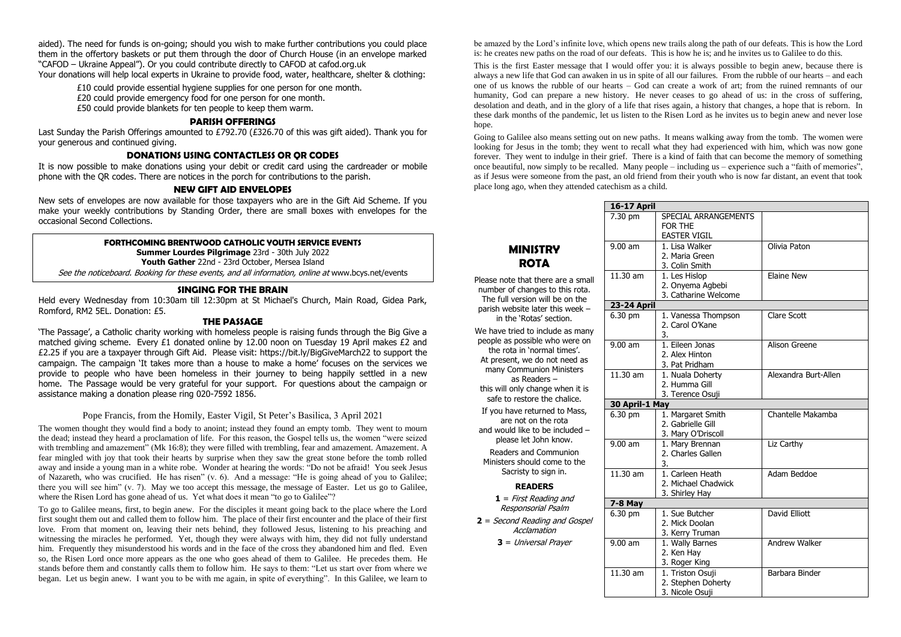aided). The need for funds is on-going; should you wish to make further contributions you could place them in the offertory baskets or put them through the door of Church House (in an envelope marked "CAFOD – Ukraine Appeal"). Or you could contribute directly to CAFOD at cafod.org.uk

Your donations will help local experts in Ukraine to provide food, water, healthcare, shelter & clothing:

£10 could provide essential hygiene supplies for one person for one month.

£20 could provide emergency food for one person for one month.

£50 could provide blankets for ten people to keep them warm.

### PARISH OFFERINGS

Last Sunday the Parish Offerings amounted to £792.70 (£326.70 of this was gift aided). Thank you for your generous and continued giving.

### DONATIONS USING CONTACTLESS OR QR CODES

It is now possible to make donations using your debit or credit card using the cardreader or mobile phone with the QR codes. There are notices in the porch for contributions to the parish.

### NEW GIFT AID ENVELOPES

New sets of envelopes are now available for those taxpayers who are in the Gift Aid Scheme. If you make your weekly contributions by Standing Order, there are small boxes with envelopes for the occasional Second Collections.

### FORTHCOMING BRENTWOOD CATHOLIC YOUTH SERVICE EVENTS

**Summer Lourdes Pilgrimage** 23rd - 30th July 2022

**Youth Gather** 22nd - 23rd October, Mersea Island

*See the noticeboard. Booking for these events, and all information, online at* www.bcys.net/events

### SINGING FOR THE BRAIN

Held every Wednesday from 10:30am till 12:30pm at St Michael's Church, Main Road, Gidea Park, Romford, RM2 5EL. Donation: £5.

### THE PASSAGE

'The Passage', a Catholic charity working with homeless people is raising funds through the Big Give a matched giving scheme. Every £1 donated online by 12.00 noon on Tuesday 19 April makes £2 and £2.25 if you are a taxpayer through Gift Aid. Please visit: https://bit.ly/BigGiveMarch22 to support the campaign. The campaign 'It takes more than a house to make a home' focuses on the services we provide to people who have been homeless in their journey to being happily settled in a new home. The Passage would be very grateful for your support. For questions about the campaign or assistance making a donation please ring 020-7592 1856.

### Pope Francis, from the Homily, Easter Vigil, St Peter's Basilica, 3 April 2021

The women thought they would find a body to anoint; instead they found an empty tomb. They went to mourn the dead; instead they heard a proclamation of life. For this reason, the Gospel tells us, the women "were seized with trembling and amazement" (Mk 16:8); they were filled with trembling, fear and amazement. Amazement. A fear mingled with joy that took their hearts by surprise when they saw the great stone before the tomb rolled away and inside a young man in a white robe. Wonder at hearing the words: "Do not be afraid! You seek Jesus of Nazareth, who was crucified. He has risen" (v. 6). And a message: "He is going ahead of you to Galilee; there you will see him" (v. 7). May we too accept this message, the message of Easter. Let us go to Galilee, where the Risen Lord has gone ahead of us. Yet what does it mean "to go to Galilee"?

To go to Galilee means, first, to begin anew. For the disciples it meant going back to the place where the Lord first sought them out and called them to follow him. The place of their first encounter and the place of their first love. From that moment on, leaving their nets behind, they followed Jesus, listening to his preaching and witnessing the miracles he performed. Yet, though they were always with him, they did not fully understand him. Frequently they misunderstood his words and in the face of the cross they abandoned him and fled. Even so, the Risen Lord once more appears as the one who goes ahead of them to Galilee. He precedes them. He stands before them and constantly calls them to follow him. He says to them: "Let us start over from where we began. Let us begin anew. I want you to be with me again, in spite of everything". In this Galilee, we learn to be amazed by the Lord's infinite love, which opens new trails along the path of our defeats. This is how the Lord is: he creates new paths on the road of our defeats. This is how he is; and he invites us to Galilee to do this.

This is the first Easter message that I would offer you: it is always possible to begin anew, because there is always a new life that God can awaken in us in spite of all our failures. From the rubble of our hearts – and each one of us knows the rubble of our hearts – God can create a work of art; from the ruined remnants of our humanity, God can prepare a new history. He never ceases to go ahead of us: in the cross of suffering, desolation and death, and in the glory of a life that rises again, a history that changes, a hope that is reborn. In these dark months of the pandemic, let us listen to the Risen Lord as he invites us to begin anew and never lose hope.

Going to Galilee also means setting out on new paths. It means walking away from the tomb. The women were looking for Jesus in the tomb; they went to recall what they had experienced with him, which was now gone forever. They went to indulge in their grief. There is a kind of faith that can become the memory of something once beautiful, now simply to be recalled. Many people – including us – experience such a "faith of memories", as if Jesus were someone from the past, an old friend from their youth who is now far distant, an event that took place long ago, when they attended catechism as a child.

## MINISTRY ROTA

Please note that there are a small number of changes to this rota. The full version will be on the parish website later this week – in the 'Rotas' section.

We have tried to include as many people as possible who were on the rota in 'normal times'. At present, we do not need as many Communion Ministers as Readers – this will only change when it is safe to restore the chalice.

If you have returned to Mass, are not on the rota and would like to be included – please let John know.

Readers and Communion Ministers should come to the Sacristy to sign in.

### READERS

**1** = *First Reading and Responsorial Psalm*

**2** = *Second Reading and Gospel Acclamation*

**3** = *Universal Prayer*

| | | |
|---|---|---|
| **16-17 April** | | |
| 7.30 pm | SPECIAL ARRANGEMENTS FOR THE EASTER VIGIL | |
| 9.00 am | 1. Lisa Walker<br>2. Maria Green<br>3. Colin Smith | Olivia Paton |
| 11.30 am | 1. Les Hislop<br>2. Onyema Agbebi<br>3. Catharine Welcome | Elaine New |
| **23-24 April** | | |
| 6.30 pm | 1. Vanessa Thompson<br>2. Carol O'Kane<br>3. | Clare Scott |
| 9.00 am | 1. Eileen Jonas<br>2. Alex Hinton<br>3. Pat Pridham | Alison Greene |
| 11.30 am | 1. Nuala Doherty<br>2. Humma Gill<br>3. Terence Osuji | Alexandra Burt-Allen |
| **30 April-1 May** | | |
| 6.30 pm | 1. Margaret Smith<br>2. Gabrielle Gill<br>3. Mary O'Driscoll | Chantelle Makamba |
| 9.00 am | 1. Mary Brennan<br>2. Charles Gallen<br>3. | Liz Carthy |
| 11.30 am | 1. Carleen Heath<br>2. Michael Chadwick<br>3. Shirley Hay | Adam Beddoe |
| **7-8 May** | | |
| 6.30 pm | 1. Sue Butcher<br>2. Mick Doolan<br>3. Kerry Truman | David Elliott |
| 9.00 am | 1. Wally Barnes<br>2. Ken Hay<br>3. Roger King | Andrew Walker |
| 11.30 am | 1. Triston Osuji<br>2. Stephen Doherty<br>3. Nicole Osuji | Barbara Binder |